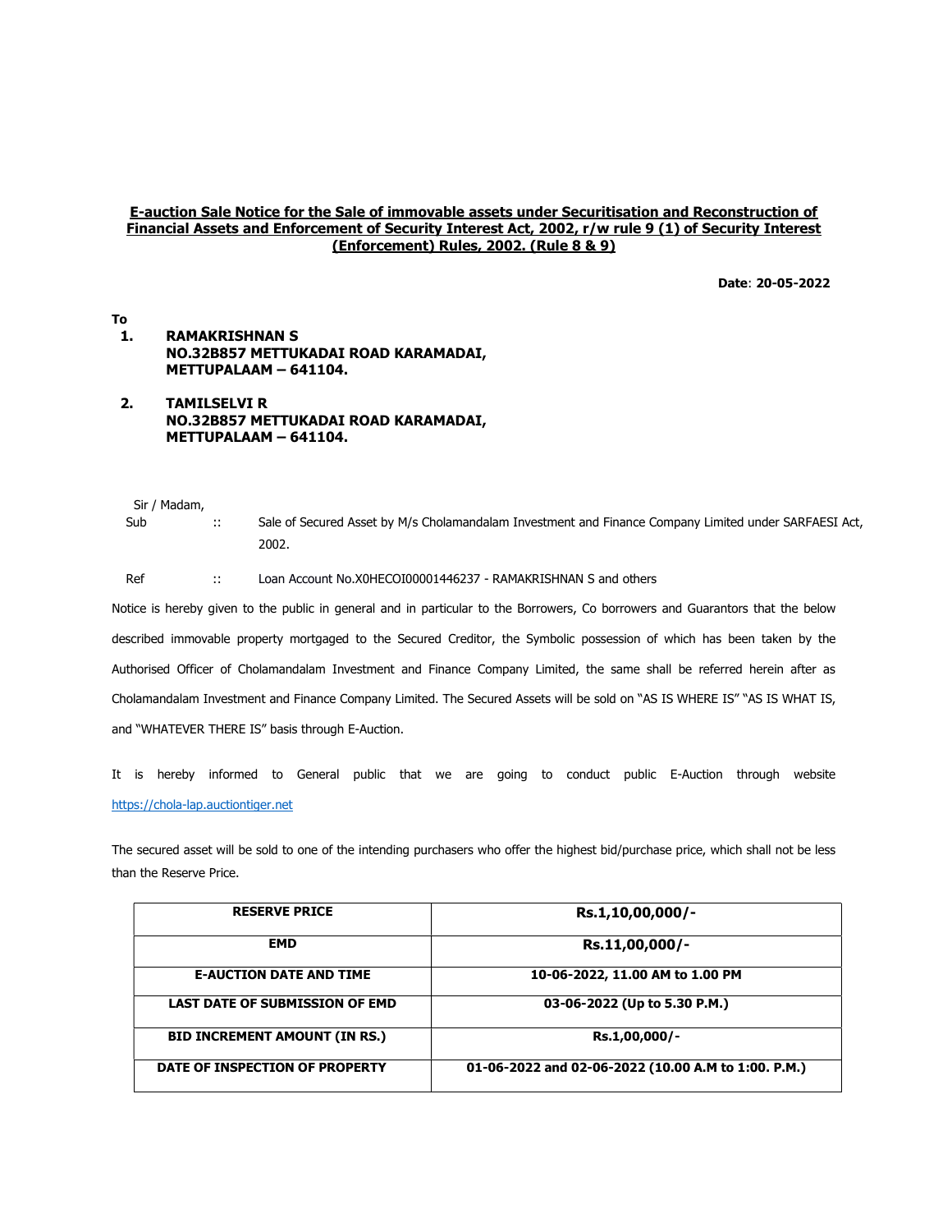**E-auction Sale Notice for the Sale of immovable assets under Securitisation and Reconstruction of Financial Assets and Enforcement of Security Interest Act, 2002, r/w rule 9 (1) of Security Interest (Enforcement) Rules, 2002. (Rule 8 & 9)**

**Date**: **20-05-2022**

**To**

1. **RAMAKRISHNAN S**
   **NO.32B857 METTUKADAI ROAD KARAMADAI,**
   **METTUPALAAM – 641104.**

2. **TAMILSELVI R**
   **NO.32B857 METTUKADAI ROAD KARAMADAI,**
   **METTUPALAAM – 641104.**

Sir / Madam,

Sub :: Sale of Secured Asset by M/s Cholamandalam Investment and Finance Company Limited under SARFAESI Act, 2002.

Ref :: Loan Account No.X0HECOI00001446237 - RAMAKRISHNAN S and others

Notice is hereby given to the public in general and in particular to the Borrowers, Co borrowers and Guarantors that the below described immovable property mortgaged to the Secured Creditor, the Symbolic possession of which has been taken by the Authorised Officer of Cholamandalam Investment and Finance Company Limited, the same shall be referred herein after as Cholamandalam Investment and Finance Company Limited. The Secured Assets will be sold on "AS IS WHERE IS" "AS IS WHAT IS, and "WHATEVER THERE IS" basis through E-Auction.

It is hereby informed to General public that we are going to conduct public E-Auction through website https://chola-lap.auctiontiger.net

The secured asset will be sold to one of the intending purchasers who offer the highest bid/purchase price, which shall not be less than the Reserve Price.

| **RESERVE PRICE** | **Rs.1,10,00,000/-** |
|---|---|
| **EMD** | **Rs.11,00,000/-** |
| **E-AUCTION DATE AND TIME** | **10-06-2022, 11.00 AM to 1.00 PM** |
| **LAST DATE OF SUBMISSION OF EMD** | **03-06-2022 (Up to 5.30 P.M.)** |
| **BID INCREMENT AMOUNT (IN RS.)** | **Rs.1,00,000/-** |
| **DATE OF INSPECTION OF PROPERTY** | **01-06-2022 and 02-06-2022 (10.00 A.M to 1:00. P.M.)** |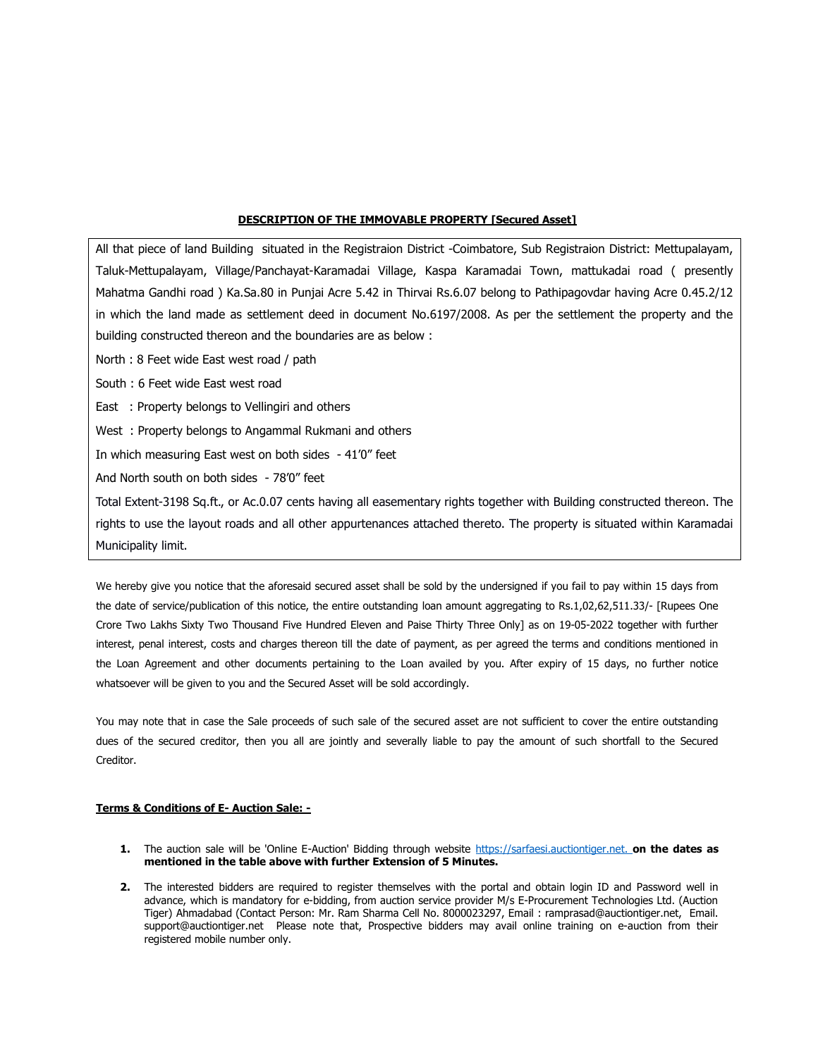**DESCRIPTION OF THE IMMOVABLE PROPERTY [Secured Asset]**

All that piece of land Building situated in the Registraion District -Coimbatore, Sub Registraion District: Mettupalayam, Taluk-Mettupalayam, Village/Panchayat-Karamadai Village, Kaspa Karamadai Town, mattukadai road ( presently Mahatma Gandhi road ) Ka.Sa.80 in Punjai Acre 5.42 in Thirvai Rs.6.07 belong to Pathipagovdar having Acre 0.45.2/12 in which the land made as settlement deed in document No.6197/2008. As per the settlement the property and the building constructed thereon and the boundaries are as below :

North : 8 Feet wide East west road / path

South : 6 Feet wide East west road

East : Property belongs to Vellingiri and others

West : Property belongs to Angammal Rukmani and others

In which measuring East west on both sides - 41'0" feet

And North south on both sides - 78'0" feet

Total Extent-3198 Sq.ft., or Ac.0.07 cents having all easementary rights together with Building constructed thereon. The rights to use the layout roads and all other appurtenances attached thereto. The property is situated within Karamadai Municipality limit.

We hereby give you notice that the aforesaid secured asset shall be sold by the undersigned if you fail to pay within 15 days from the date of service/publication of this notice, the entire outstanding loan amount aggregating to Rs.1,02,62,511.33/- [Rupees One Crore Two Lakhs Sixty Two Thousand Five Hundred Eleven and Paise Thirty Three Only] as on 19-05-2022 together with further interest, penal interest, costs and charges thereon till the date of payment, as per agreed the terms and conditions mentioned in the Loan Agreement and other documents pertaining to the Loan availed by you. After expiry of 15 days, no further notice whatsoever will be given to you and the Secured Asset will be sold accordingly.

You may note that in case the Sale proceeds of such sale of the secured asset are not sufficient to cover the entire outstanding dues of the secured creditor, then you all are jointly and severally liable to pay the amount of such shortfall to the Secured Creditor.

**Terms & Conditions of E- Auction Sale: -**

1. The auction sale will be 'Online E-Auction' Bidding through website https://sarfaesi.auctiontiger.net. **on the dates as mentioned in the table above with further Extension of 5 Minutes.**
2. The interested bidders are required to register themselves with the portal and obtain login ID and Password well in advance, which is mandatory for e-bidding, from auction service provider M/s E-Procurement Technologies Ltd. (Auction Tiger) Ahmadabad (Contact Person: Mr. Ram Sharma Cell No. 8000023297, Email : ramprasad@auctiontiger.net, Email. support@auctiontiger.net Please note that, Prospective bidders may avail online training on e-auction from their registered mobile number only.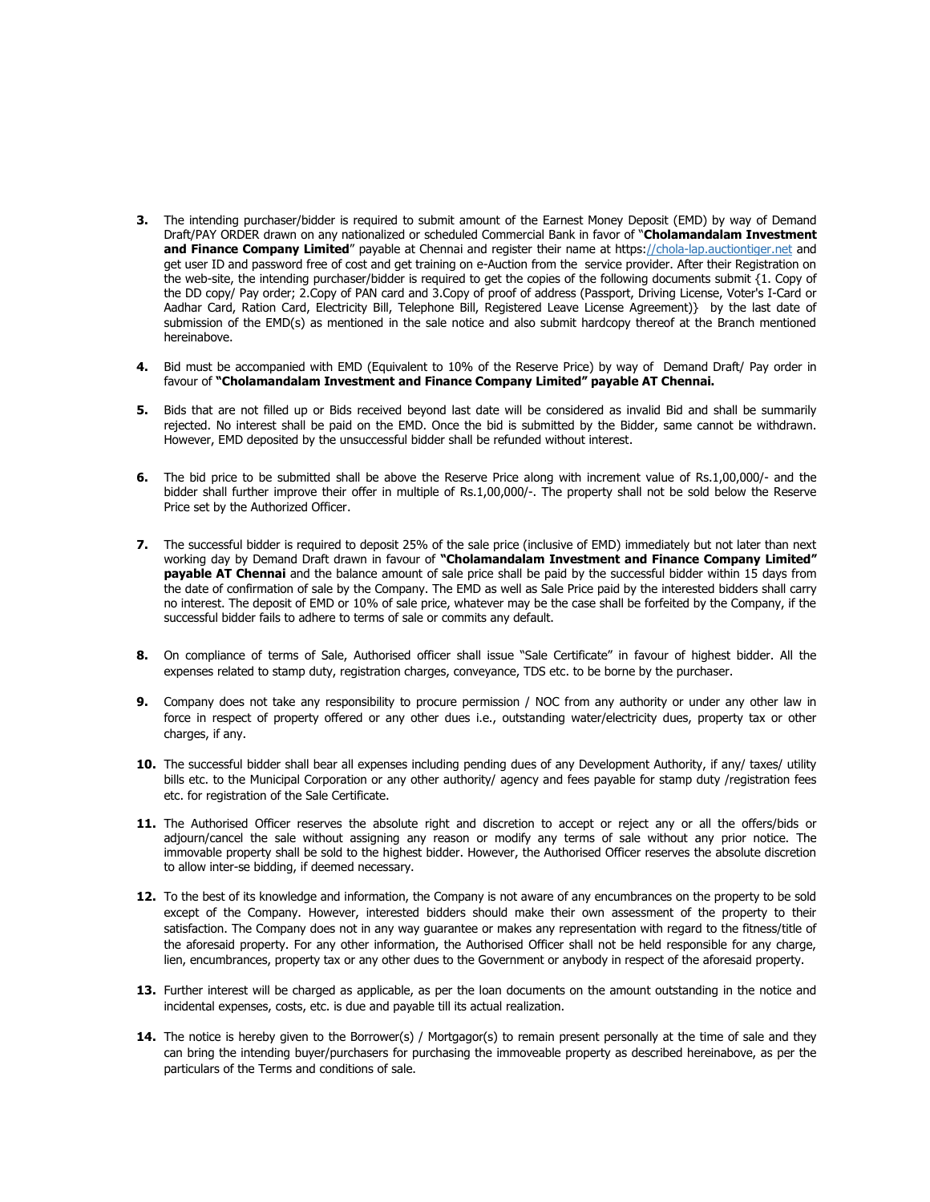3. The intending purchaser/bidder is required to submit amount of the Earnest Money Deposit (EMD) by way of Demand Draft/PAY ORDER drawn on any nationalized or scheduled Commercial Bank in favor of "**Cholamandalam Investment and Finance Company Limited**" payable at Chennai and register their name at https://chola-lap.auctiontiger.net and get user ID and password free of cost and get training on e-Auction from the service provider. After their Registration on the web-site, the intending purchaser/bidder is required to get the copies of the following documents submit {1. Copy of the DD copy/ Pay order; 2.Copy of PAN card and 3.Copy of proof of address (Passport, Driving License, Voter's I-Card or Aadhar Card, Ration Card, Electricity Bill, Telephone Bill, Registered Leave License Agreement)} by the last date of submission of the EMD(s) as mentioned in the sale notice and also submit hardcopy thereof at the Branch mentioned hereinabove.

4. Bid must be accompanied with EMD (Equivalent to 10% of the Reserve Price) by way of Demand Draft/ Pay order in favour of **"Cholamandalam Investment and Finance Company Limited" payable AT Chennai.**

5. Bids that are not filled up or Bids received beyond last date will be considered as invalid Bid and shall be summarily rejected. No interest shall be paid on the EMD. Once the bid is submitted by the Bidder, same cannot be withdrawn. However, EMD deposited by the unsuccessful bidder shall be refunded without interest.

6. The bid price to be submitted shall be above the Reserve Price along with increment value of Rs.1,00,000/- and the bidder shall further improve their offer in multiple of Rs.1,00,000/-. The property shall not be sold below the Reserve Price set by the Authorized Officer.

7. The successful bidder is required to deposit 25% of the sale price (inclusive of EMD) immediately but not later than next working day by Demand Draft drawn in favour of **"Cholamandalam Investment and Finance Company Limited" payable AT Chennai** and the balance amount of sale price shall be paid by the successful bidder within 15 days from the date of confirmation of sale by the Company. The EMD as well as Sale Price paid by the interested bidders shall carry no interest. The deposit of EMD or 10% of sale price, whatever may be the case shall be forfeited by the Company, if the successful bidder fails to adhere to terms of sale or commits any default.

8. On compliance of terms of Sale, Authorised officer shall issue "Sale Certificate" in favour of highest bidder. All the expenses related to stamp duty, registration charges, conveyance, TDS etc. to be borne by the purchaser.

9. Company does not take any responsibility to procure permission / NOC from any authority or under any other law in force in respect of property offered or any other dues i.e., outstanding water/electricity dues, property tax or other charges, if any.

10. The successful bidder shall bear all expenses including pending dues of any Development Authority, if any/ taxes/ utility bills etc. to the Municipal Corporation or any other authority/ agency and fees payable for stamp duty /registration fees etc. for registration of the Sale Certificate.

11. The Authorised Officer reserves the absolute right and discretion to accept or reject any or all the offers/bids or adjourn/cancel the sale without assigning any reason or modify any terms of sale without any prior notice. The immovable property shall be sold to the highest bidder. However, the Authorised Officer reserves the absolute discretion to allow inter-se bidding, if deemed necessary.

12. To the best of its knowledge and information, the Company is not aware of any encumbrances on the property to be sold except of the Company. However, interested bidders should make their own assessment of the property to their satisfaction. The Company does not in any way guarantee or makes any representation with regard to the fitness/title of the aforesaid property. For any other information, the Authorised Officer shall not be held responsible for any charge, lien, encumbrances, property tax or any other dues to the Government or anybody in respect of the aforesaid property.

13. Further interest will be charged as applicable, as per the loan documents on the amount outstanding in the notice and incidental expenses, costs, etc. is due and payable till its actual realization.

14. The notice is hereby given to the Borrower(s) / Mortgagor(s) to remain present personally at the time of sale and they can bring the intending buyer/purchasers for purchasing the immoveable property as described hereinabove, as per the particulars of the Terms and conditions of sale.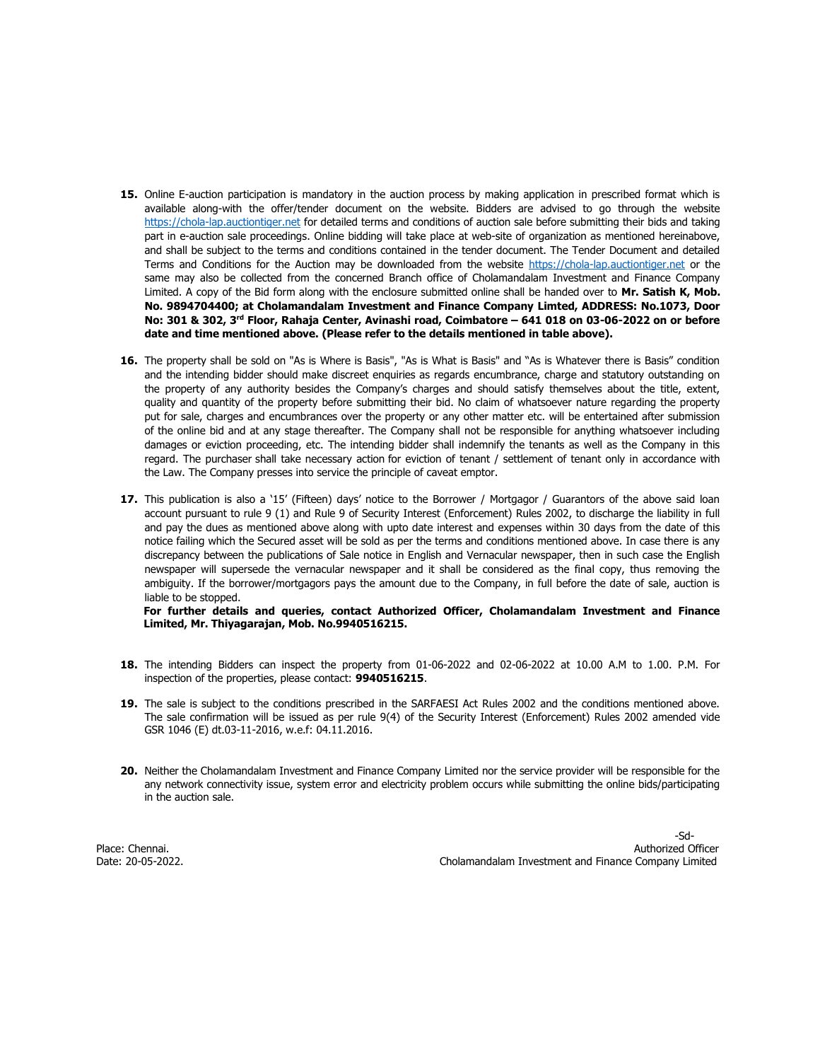15. Online E-auction participation is mandatory in the auction process by making application in prescribed format which is available along-with the offer/tender document on the website. Bidders are advised to go through the website https://chola-lap.auctiontiger.net for detailed terms and conditions of auction sale before submitting their bids and taking part in e-auction sale proceedings. Online bidding will take place at web-site of organization as mentioned hereinabove, and shall be subject to the terms and conditions contained in the tender document. The Tender Document and detailed Terms and Conditions for the Auction may be downloaded from the website https://chola-lap.auctiontiger.net or the same may also be collected from the concerned Branch office of Cholamandalam Investment and Finance Company Limited. A copy of the Bid form along with the enclosure submitted online shall be handed over to **Mr. Satish K, Mob. No. 9894704400; at Cholamandalam Investment and Finance Company Limted, ADDRESS: No.1073, Door No: 301 & 302, 3rd Floor, Rahaja Center, Avinashi road, Coimbatore – 641 018 on 03-06-2022 on or before date and time mentioned above. (Please refer to the details mentioned in table above).**

16. The property shall be sold on "As is Where is Basis", "As is What is Basis" and "As is Whatever there is Basis" condition and the intending bidder should make discreet enquiries as regards encumbrance, charge and statutory outstanding on the property of any authority besides the Company's charges and should satisfy themselves about the title, extent, quality and quantity of the property before submitting their bid. No claim of whatsoever nature regarding the property put for sale, charges and encumbrances over the property or any other matter etc. will be entertained after submission of the online bid and at any stage thereafter. The Company shall not be responsible for anything whatsoever including damages or eviction proceeding, etc. The intending bidder shall indemnify the tenants as well as the Company in this regard. The purchaser shall take necessary action for eviction of tenant / settlement of tenant only in accordance with the Law. The Company presses into service the principle of caveat emptor.

17. This publication is also a '15' (Fifteen) days' notice to the Borrower / Mortgagor / Guarantors of the above said loan account pursuant to rule 9 (1) and Rule 9 of Security Interest (Enforcement) Rules 2002, to discharge the liability in full and pay the dues as mentioned above along with upto date interest and expenses within 30 days from the date of this notice failing which the Secured asset will be sold as per the terms and conditions mentioned above. In case there is any discrepancy between the publications of Sale notice in English and Vernacular newspaper, then in such case the English newspaper will supersede the vernacular newspaper and it shall be considered as the final copy, thus removing the ambiguity. If the borrower/mortgagors pays the amount due to the Company, in full before the date of sale, auction is liable to be stopped.
    **For further details and queries, contact Authorized Officer, Cholamandalam Investment and Finance Limited, Mr. Thiyagarajan, Mob. No.9940516215.**

18. The intending Bidders can inspect the property from 01-06-2022 and 02-06-2022 at 10.00 A.M to 1.00. P.M. For inspection of the properties, please contact: **9940516215**.

19. The sale is subject to the conditions prescribed in the SARFAESI Act Rules 2002 and the conditions mentioned above. The sale confirmation will be issued as per rule 9(4) of the Security Interest (Enforcement) Rules 2002 amended vide GSR 1046 (E) dt.03-11-2016, w.e.f: 04.11.2016.

20. Neither the Cholamandalam Investment and Finance Company Limited nor the service provider will be responsible for the any network connectivity issue, system error and electricity problem occurs while submitting the online bids/participating in the auction sale.

-Sd-
Authorized Officer
Cholamandalam Investment and Finance Company Limited

Place: Chennai.
Date: 20-05-2022.